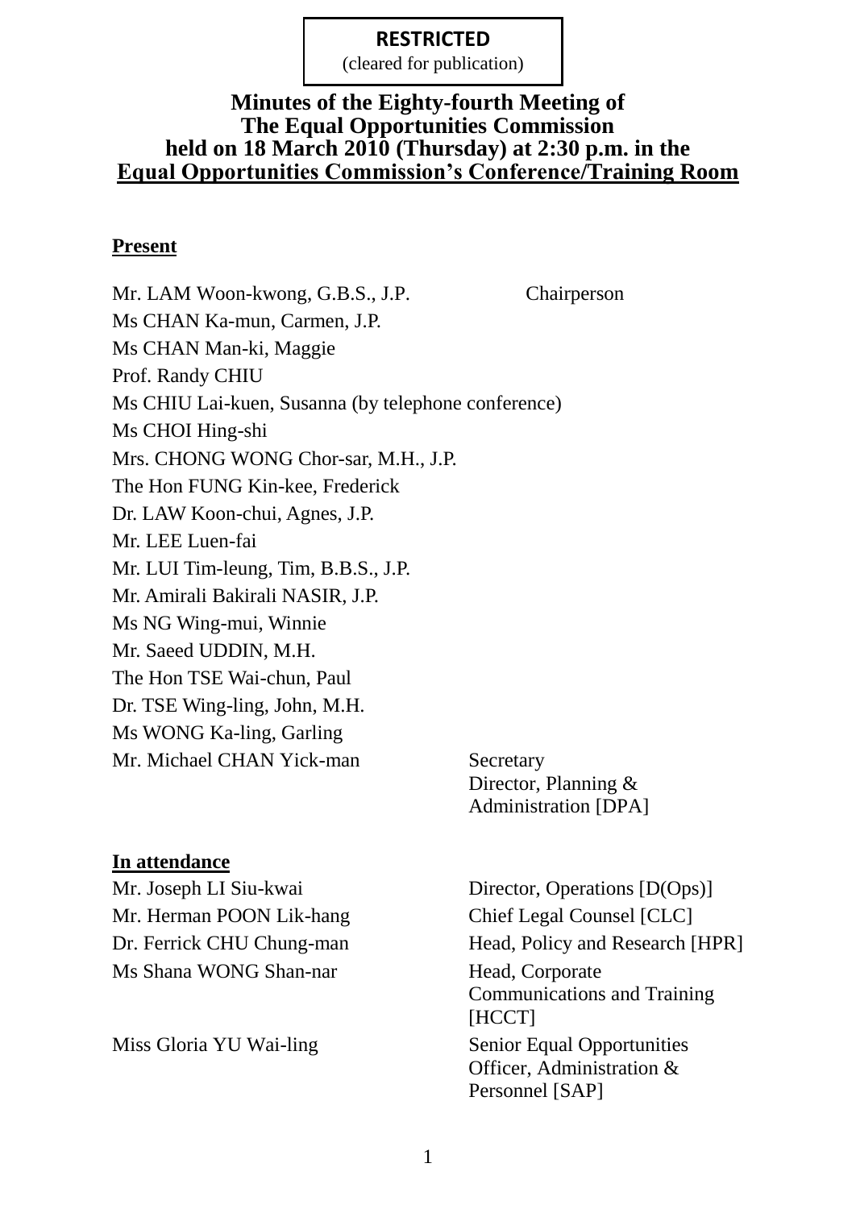**RESTRICTED**
(cleared for publication)

# Minutes of the Eighty-fourth Meeting of The Equal Opportunities Commission held on 18 March 2010 (Thursday) at 2:30 p.m. in the Equal Opportunities Commission's Conference/Training Room

## Present

| | |
|---|---|
| Mr. LAM Woon-kwong, G.B.S., J.P. | Chairperson |
| Ms CHAN Ka-mun, Carmen, J.P. | |
| Ms CHAN Man-ki, Maggie | |
| Prof. Randy CHIU | |
| Ms CHIU Lai-kuen, Susanna (by telephone conference) | |
| Ms CHOI Hing-shi | |
| Mrs. CHONG WONG Chor-sar, M.H., J.P. | |
| The Hon FUNG Kin-kee, Frederick | |
| Dr. LAW Koon-chui, Agnes, J.P. | |
| Mr. LEE Luen-fai | |
| Mr. LUI Tim-leung, Tim, B.B.S., J.P. | |
| Mr. Amirali Bakirali NASIR, J.P. | |
| Ms NG Wing-mui, Winnie | |
| Mr. Saeed UDDIN, M.H. | |
| The Hon TSE Wai-chun, Paul | |
| Dr. TSE Wing-ling, John, M.H. | |
| Ms WONG Ka-ling, Garling | |
| Mr. Michael CHAN Yick-man | Secretary<br>Director, Planning & Administration [DPA] |

## In attendance

| | |
|---|---|
| Mr. Joseph LI Siu-kwai | Director, Operations [D(Ops)] |
| Mr. Herman POON Lik-hang | Chief Legal Counsel [CLC] |
| Dr. Ferrick CHU Chung-man | Head, Policy and Research [HPR] |
| Ms Shana WONG Shan-nar | Head, Corporate Communications and Training [HCCT] |
| Miss Gloria YU Wai-ling | Senior Equal Opportunities Officer, Administration & Personnel [SAP] |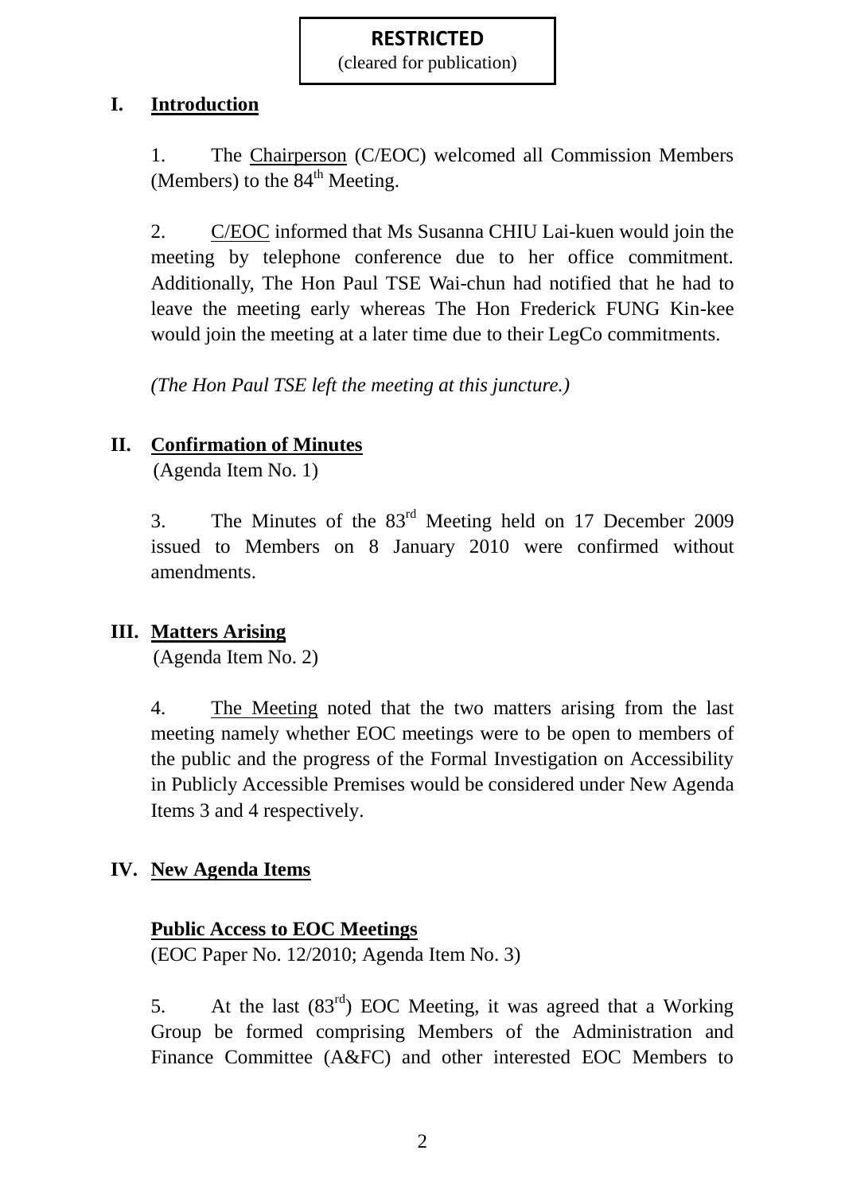**RESTRICTED**
(cleared for publication)

## I. Introduction

1. The Chairperson (C/EOC) welcomed all Commission Members (Members) to the 84th Meeting.

2. C/EOC informed that Ms Susanna CHIU Lai-kuen would join the meeting by telephone conference due to her office commitment. Additionally, The Hon Paul TSE Wai-chun had notified that he had to leave the meeting early whereas The Hon Frederick FUNG Kin-kee would join the meeting at a later time due to their LegCo commitments.

*(The Hon Paul TSE left the meeting at this juncture.)*

## II. Confirmation of Minutes

(Agenda Item No. 1)

3. The Minutes of the 83rd Meeting held on 17 December 2009 issued to Members on 8 January 2010 were confirmed without amendments.

## III. Matters Arising

(Agenda Item No. 2)

4. The Meeting noted that the two matters arising from the last meeting namely whether EOC meetings were to be open to members of the public and the progress of the Formal Investigation on Accessibility in Publicly Accessible Premises would be considered under New Agenda Items 3 and 4 respectively.

## IV. New Agenda Items

### Public Access to EOC Meetings

(EOC Paper No. 12/2010; Agenda Item No. 3)

5. At the last (83rd) EOC Meeting, it was agreed that a Working Group be formed comprising Members of the Administration and Finance Committee (A&FC) and other interested EOC Members to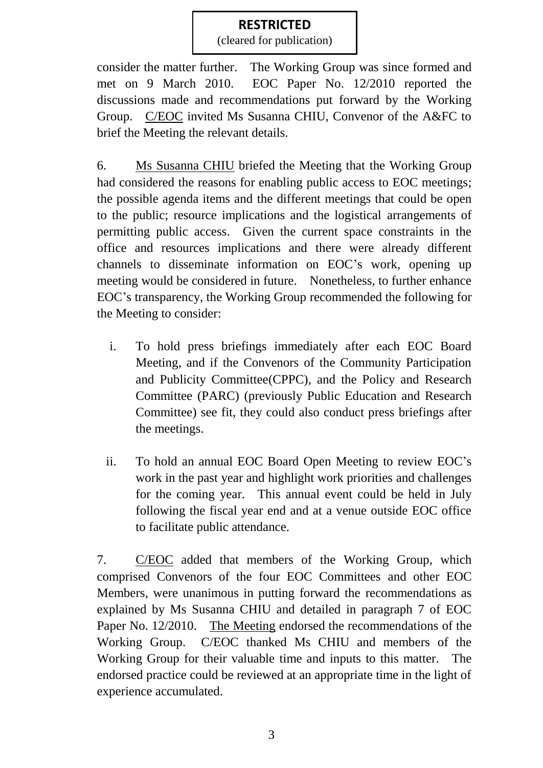consider the matter further. The Working Group was since formed and met on 9 March 2010. EOC Paper No. 12/2010 reported the discussions made and recommendations put forward by the Working Group. C/EOC invited Ms Susanna CHIU, Convenor of the A&FC to brief the Meeting the relevant details.

6. Ms Susanna CHIU briefed the Meeting that the Working Group had considered the reasons for enabling public access to EOC meetings; the possible agenda items and the different meetings that could be open to the public; resource implications and the logistical arrangements of permitting public access. Given the current space constraints in the office and resources implications and there were already different channels to disseminate information on EOC's work, opening up meeting would be considered in future. Nonetheless, to further enhance EOC's transparency, the Working Group recommended the following for the Meeting to consider:

i. To hold press briefings immediately after each EOC Board Meeting, and if the Convenors of the Community Participation and Publicity Committee(CPPC), and the Policy and Research Committee (PARC) (previously Public Education and Research Committee) see fit, they could also conduct press briefings after the meetings.

ii. To hold an annual EOC Board Open Meeting to review EOC's work in the past year and highlight work priorities and challenges for the coming year. This annual event could be held in July following the fiscal year end and at a venue outside EOC office to facilitate public attendance.

7. C/EOC added that members of the Working Group, which comprised Convenors of the four EOC Committees and other EOC Members, were unanimous in putting forward the recommendations as explained by Ms Susanna CHIU and detailed in paragraph 7 of EOC Paper No. 12/2010. The Meeting endorsed the recommendations of the Working Group. C/EOC thanked Ms CHIU and members of the Working Group for their valuable time and inputs to this matter. The endorsed practice could be reviewed at an appropriate time in the light of experience accumulated.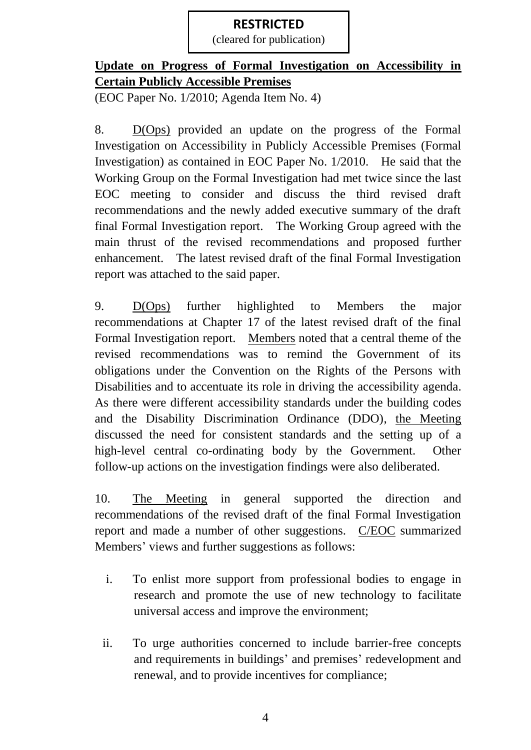**RESTRICTED**
(cleared for publication)

**Update on Progress of Formal Investigation on Accessibility in Certain Publicly Accessible Premises**
(EOC Paper No. 1/2010; Agenda Item No. 4)

8. D(Ops) provided an update on the progress of the Formal Investigation on Accessibility in Publicly Accessible Premises (Formal Investigation) as contained in EOC Paper No. 1/2010. He said that the Working Group on the Formal Investigation had met twice since the last EOC meeting to consider and discuss the third revised draft recommendations and the newly added executive summary of the draft final Formal Investigation report. The Working Group agreed with the main thrust of the revised recommendations and proposed further enhancement. The latest revised draft of the final Formal Investigation report was attached to the said paper.

9. D(Ops) further highlighted to Members the major recommendations at Chapter 17 of the latest revised draft of the final Formal Investigation report. Members noted that a central theme of the revised recommendations was to remind the Government of its obligations under the Convention on the Rights of the Persons with Disabilities and to accentuate its role in driving the accessibility agenda. As there were different accessibility standards under the building codes and the Disability Discrimination Ordinance (DDO), the Meeting discussed the need for consistent standards and the setting up of a high-level central co-ordinating body by the Government. Other follow-up actions on the investigation findings were also deliberated.

10. The Meeting in general supported the direction and recommendations of the revised draft of the final Formal Investigation report and made a number of other suggestions. C/EOC summarized Members' views and further suggestions as follows:

i. To enlist more support from professional bodies to engage in research and promote the use of new technology to facilitate universal access and improve the environment;

ii. To urge authorities concerned to include barrier-free concepts and requirements in buildings' and premises' redevelopment and renewal, and to provide incentives for compliance;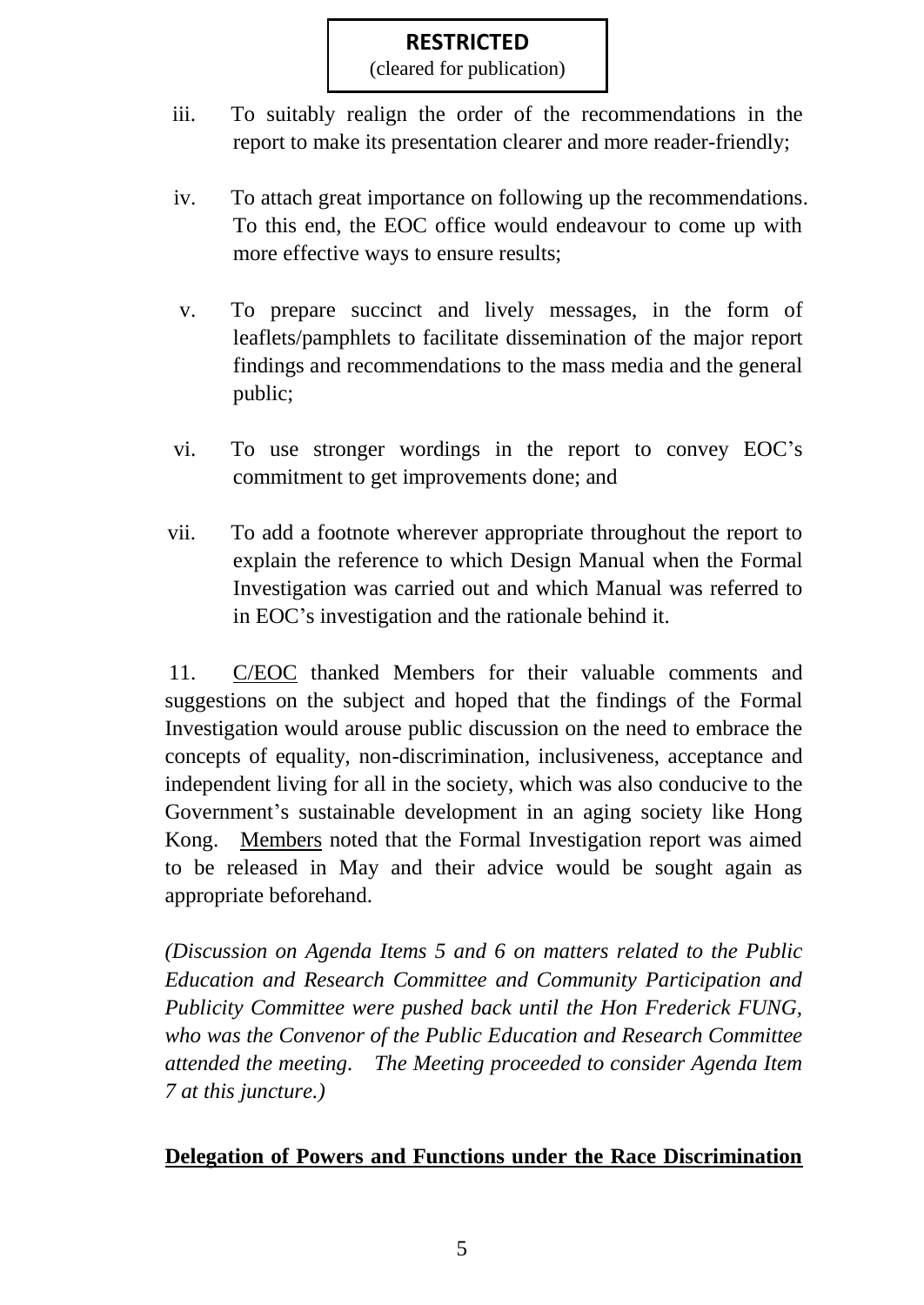**RESTRICTED**
(cleared for publication)

iii. To suitably realign the order of the recommendations in the report to make its presentation clearer and more reader-friendly;

iv. To attach great importance on following up the recommendations. To this end, the EOC office would endeavour to come up with more effective ways to ensure results;

v. To prepare succinct and lively messages, in the form of leaflets/pamphlets to facilitate dissemination of the major report findings and recommendations to the mass media and the general public;

vi. To use stronger wordings in the report to convey EOC's commitment to get improvements done; and

vii. To add a footnote wherever appropriate throughout the report to explain the reference to which Design Manual when the Formal Investigation was carried out and which Manual was referred to in EOC's investigation and the rationale behind it.

11. C/EOC thanked Members for their valuable comments and suggestions on the subject and hoped that the findings of the Formal Investigation would arouse public discussion on the need to embrace the concepts of equality, non-discrimination, inclusiveness, acceptance and independent living for all in the society, which was also conducive to the Government's sustainable development in an aging society like Hong Kong. Members noted that the Formal Investigation report was aimed to be released in May and their advice would be sought again as appropriate beforehand.

*(Discussion on Agenda Items 5 and 6 on matters related to the Public Education and Research Committee and Community Participation and Publicity Committee were pushed back until the Hon Frederick FUNG, who was the Convenor of the Public Education and Research Committee attended the meeting. The Meeting proceeded to consider Agenda Item 7 at this juncture.)*

**Delegation of Powers and Functions under the Race Discrimination**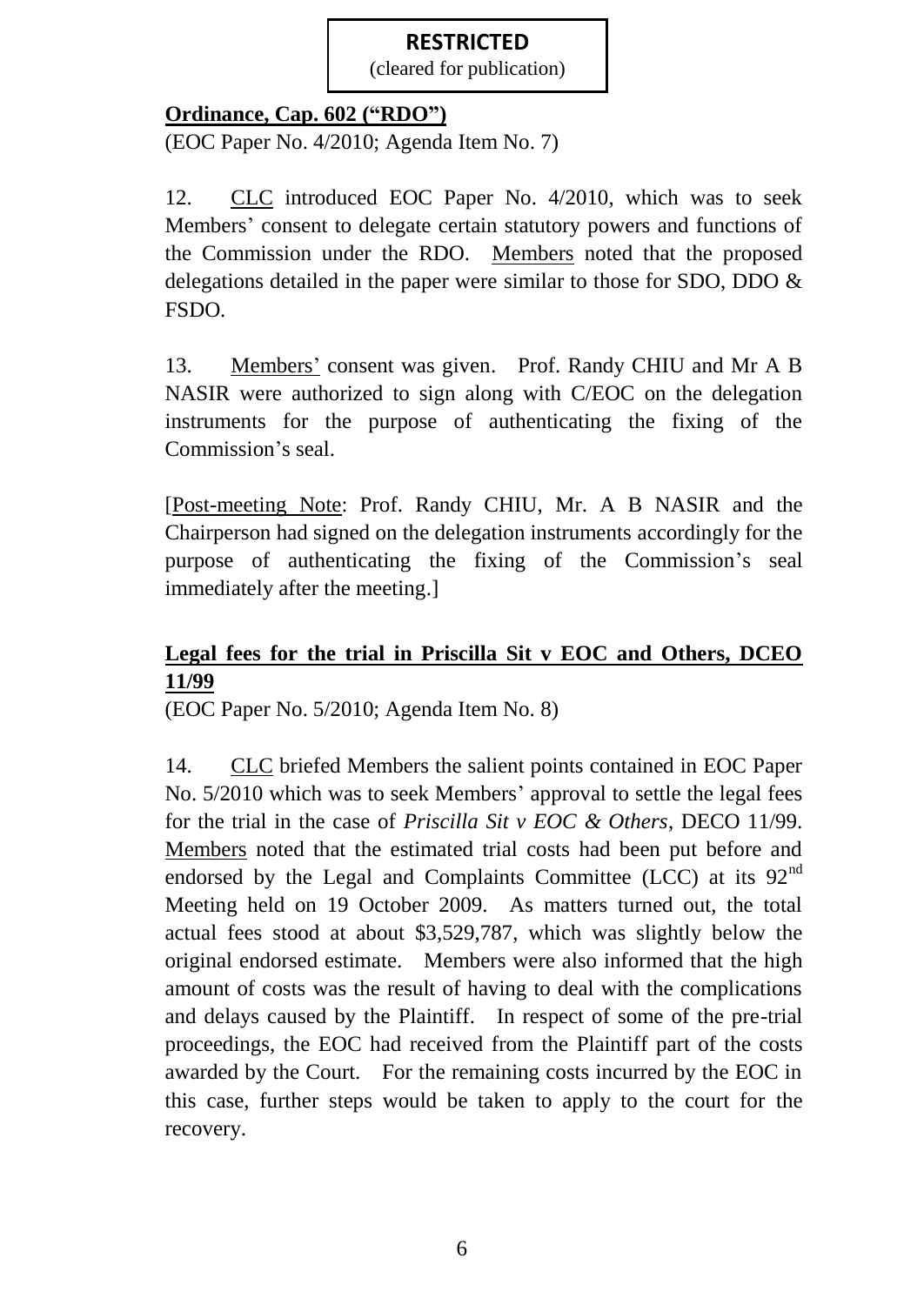**RESTRICTED**
(cleared for publication)

**Ordinance, Cap. 602 ("RDO")**
(EOC Paper No. 4/2010; Agenda Item No. 7)

12. CLC introduced EOC Paper No. 4/2010, which was to seek Members' consent to delegate certain statutory powers and functions of the Commission under the RDO. Members noted that the proposed delegations detailed in the paper were similar to those for SDO, DDO & FSDO.

13. Members' consent was given. Prof. Randy CHIU and Mr A B NASIR were authorized to sign along with C/EOC on the delegation instruments for the purpose of authenticating the fixing of the Commission's seal.

[Post-meeting Note: Prof. Randy CHIU, Mr. A B NASIR and the Chairperson had signed on the delegation instruments accordingly for the purpose of authenticating the fixing of the Commission's seal immediately after the meeting.]

**Legal fees for the trial in Priscilla Sit v EOC and Others, DCEO 11/99**
(EOC Paper No. 5/2010; Agenda Item No. 8)

14. CLC briefed Members the salient points contained in EOC Paper No. 5/2010 which was to seek Members' approval to settle the legal fees for the trial in the case of *Priscilla Sit v EOC & Others*, DECO 11/99. Members noted that the estimated trial costs had been put before and endorsed by the Legal and Complaints Committee (LCC) at its 92nd Meeting held on 19 October 2009. As matters turned out, the total actual fees stood at about $3,529,787, which was slightly below the original endorsed estimate. Members were also informed that the high amount of costs was the result of having to deal with the complications and delays caused by the Plaintiff. In respect of some of the pre-trial proceedings, the EOC had received from the Plaintiff part of the costs awarded by the Court. For the remaining costs incurred by the EOC in this case, further steps would be taken to apply to the court for the recovery.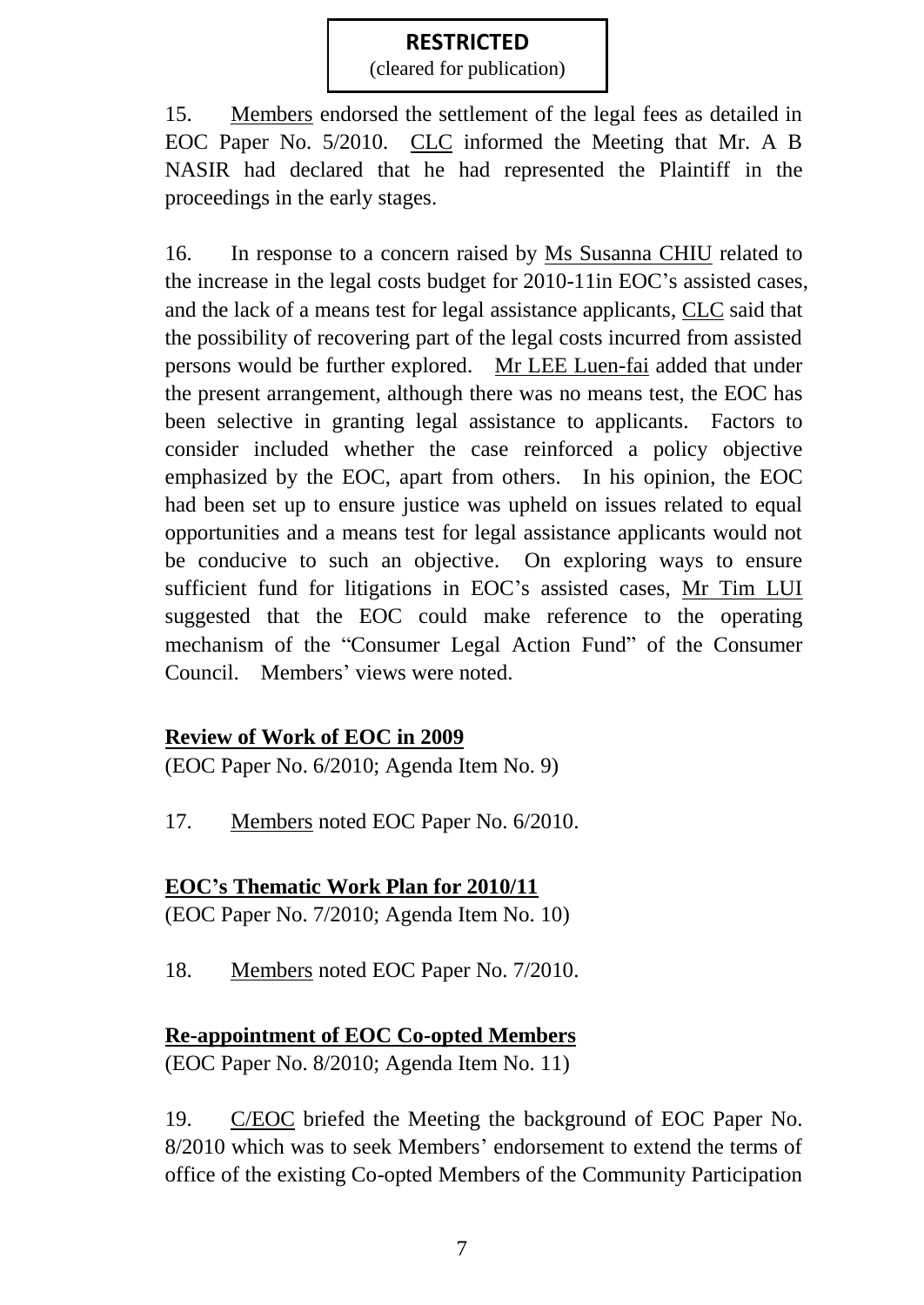**RESTRICTED**
(cleared for publication)

15. Members endorsed the settlement of the legal fees as detailed in EOC Paper No. 5/2010. CLC informed the Meeting that Mr. A B NASIR had declared that he had represented the Plaintiff in the proceedings in the early stages.

16. In response to a concern raised by Ms Susanna CHIU related to the increase in the legal costs budget for 2010-11in EOC's assisted cases, and the lack of a means test for legal assistance applicants, CLC said that the possibility of recovering part of the legal costs incurred from assisted persons would be further explored. Mr LEE Luen-fai added that under the present arrangement, although there was no means test, the EOC has been selective in granting legal assistance to applicants. Factors to consider included whether the case reinforced a policy objective emphasized by the EOC, apart from others. In his opinion, the EOC had been set up to ensure justice was upheld on issues related to equal opportunities and a means test for legal assistance applicants would not be conducive to such an objective. On exploring ways to ensure sufficient fund for litigations in EOC's assisted cases, Mr Tim LUI suggested that the EOC could make reference to the operating mechanism of the "Consumer Legal Action Fund" of the Consumer Council. Members' views were noted.

**Review of Work of EOC in 2009**

(EOC Paper No. 6/2010; Agenda Item No. 9)

17. Members noted EOC Paper No. 6/2010.

**EOC's Thematic Work Plan for 2010/11**

(EOC Paper No. 7/2010; Agenda Item No. 10)

18. Members noted EOC Paper No. 7/2010.

**Re-appointment of EOC Co-opted Members**

(EOC Paper No. 8/2010; Agenda Item No. 11)

19. C/EOC briefed the Meeting the background of EOC Paper No. 8/2010 which was to seek Members' endorsement to extend the terms of office of the existing Co-opted Members of the Community Participation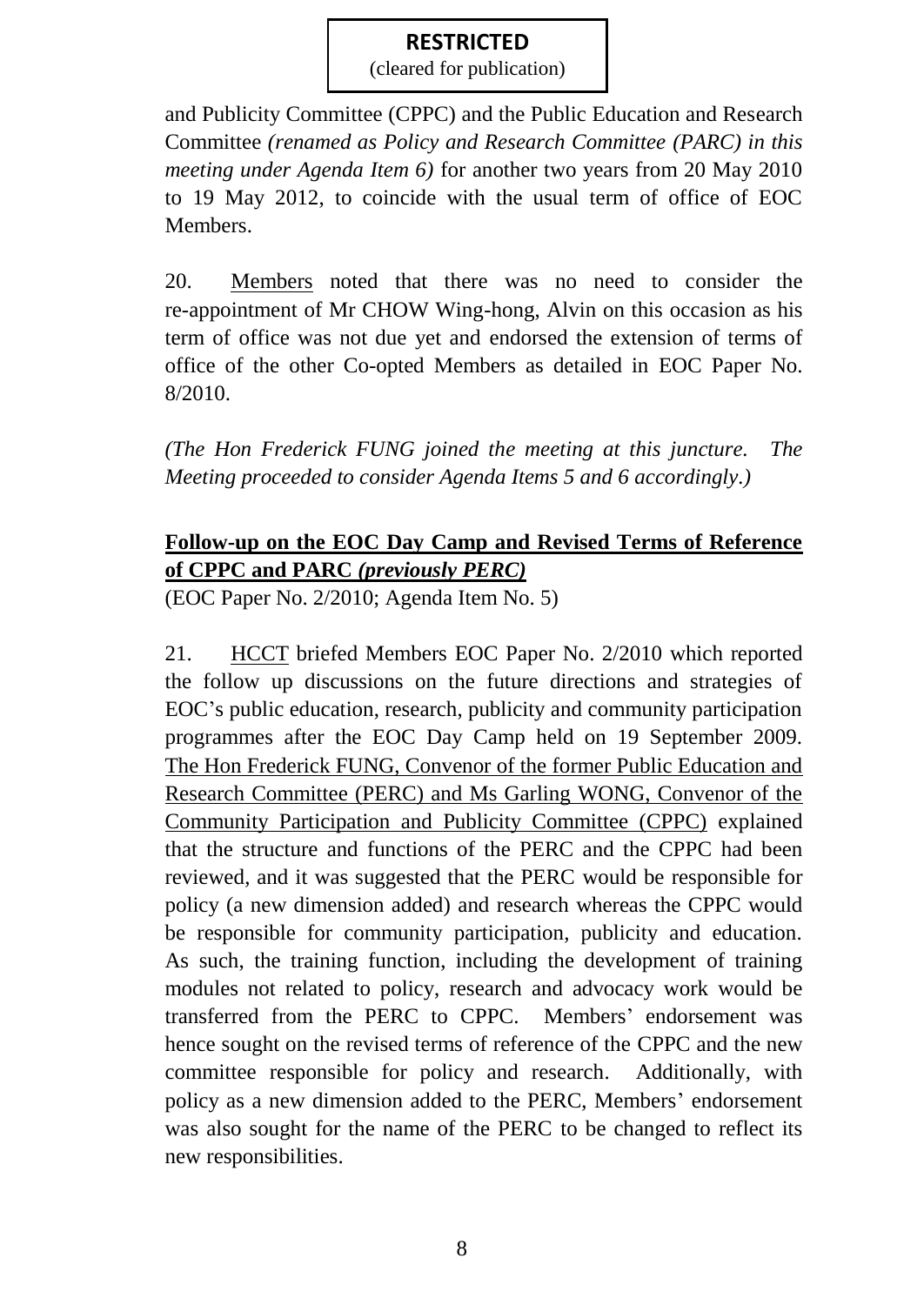and Publicity Committee (CPPC) and the Public Education and Research Committee *(renamed as Policy and Research Committee (PARC) in this meeting under Agenda Item 6)* for another two years from 20 May 2010 to 19 May 2012, to coincide with the usual term of office of EOC Members.

20. Members noted that there was no need to consider the re-appointment of Mr CHOW Wing-hong, Alvin on this occasion as his term of office was not due yet and endorsed the extension of terms of office of the other Co-opted Members as detailed in EOC Paper No. 8/2010.

*(The Hon Frederick FUNG joined the meeting at this juncture. The Meeting proceeded to consider Agenda Items 5 and 6 accordingly.)*

**Follow-up on the EOC Day Camp and Revised Terms of Reference of CPPC and PARC *(previously PERC)***

(EOC Paper No. 2/2010; Agenda Item No. 5)

21. HCCT briefed Members EOC Paper No. 2/2010 which reported the follow up discussions on the future directions and strategies of EOC's public education, research, publicity and community participation programmes after the EOC Day Camp held on 19 September 2009. The Hon Frederick FUNG, Convenor of the former Public Education and Research Committee (PERC) and Ms Garling WONG, Convenor of the Community Participation and Publicity Committee (CPPC) explained that the structure and functions of the PERC and the CPPC had been reviewed, and it was suggested that the PERC would be responsible for policy (a new dimension added) and research whereas the CPPC would be responsible for community participation, publicity and education. As such, the training function, including the development of training modules not related to policy, research and advocacy work would be transferred from the PERC to CPPC. Members' endorsement was hence sought on the revised terms of reference of the CPPC and the new committee responsible for policy and research. Additionally, with policy as a new dimension added to the PERC, Members' endorsement was also sought for the name of the PERC to be changed to reflect its new responsibilities.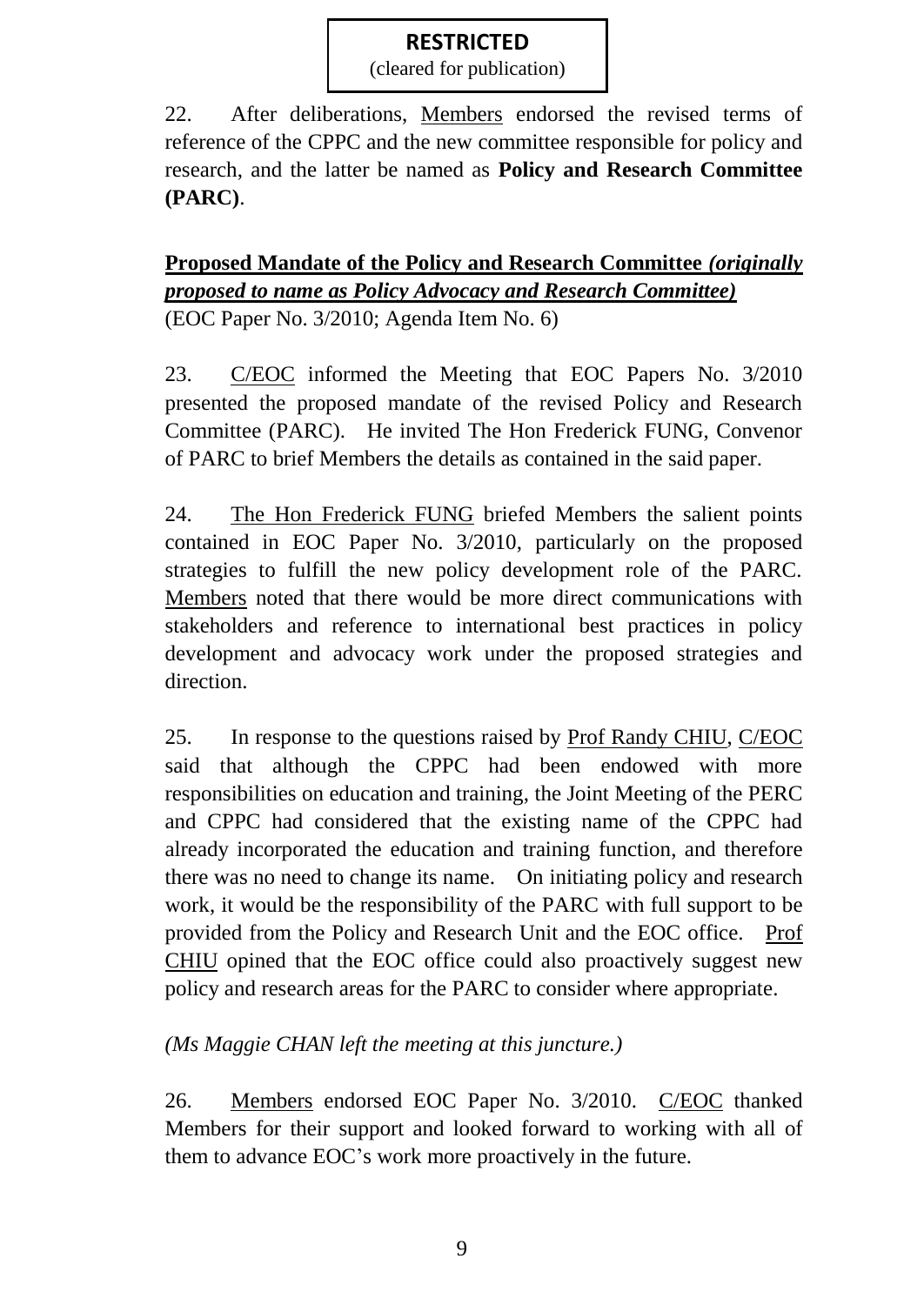**RESTRICTED**
(cleared for publication)

22. After deliberations, Members endorsed the revised terms of reference of the CPPC and the new committee responsible for policy and research, and the latter be named as **Policy and Research Committee (PARC)**.

**Proposed Mandate of the Policy and Research Committee** ***(originally proposed to name as Policy Advocacy and Research Committee)***
(EOC Paper No. 3/2010; Agenda Item No. 6)

23. C/EOC informed the Meeting that EOC Papers No. 3/2010 presented the proposed mandate of the revised Policy and Research Committee (PARC). He invited The Hon Frederick FUNG, Convenor of PARC to brief Members the details as contained in the said paper.

24. The Hon Frederick FUNG briefed Members the salient points contained in EOC Paper No. 3/2010, particularly on the proposed strategies to fulfill the new policy development role of the PARC. Members noted that there would be more direct communications with stakeholders and reference to international best practices in policy development and advocacy work under the proposed strategies and direction.

25. In response to the questions raised by Prof Randy CHIU, C/EOC said that although the CPPC had been endowed with more responsibilities on education and training, the Joint Meeting of the PERC and CPPC had considered that the existing name of the CPPC had already incorporated the education and training function, and therefore there was no need to change its name. On initiating policy and research work, it would be the responsibility of the PARC with full support to be provided from the Policy and Research Unit and the EOC office. Prof CHIU opined that the EOC office could also proactively suggest new policy and research areas for the PARC to consider where appropriate.

*(Ms Maggie CHAN left the meeting at this juncture.)*

26. Members endorsed EOC Paper No. 3/2010. C/EOC thanked Members for their support and looked forward to working with all of them to advance EOC's work more proactively in the future.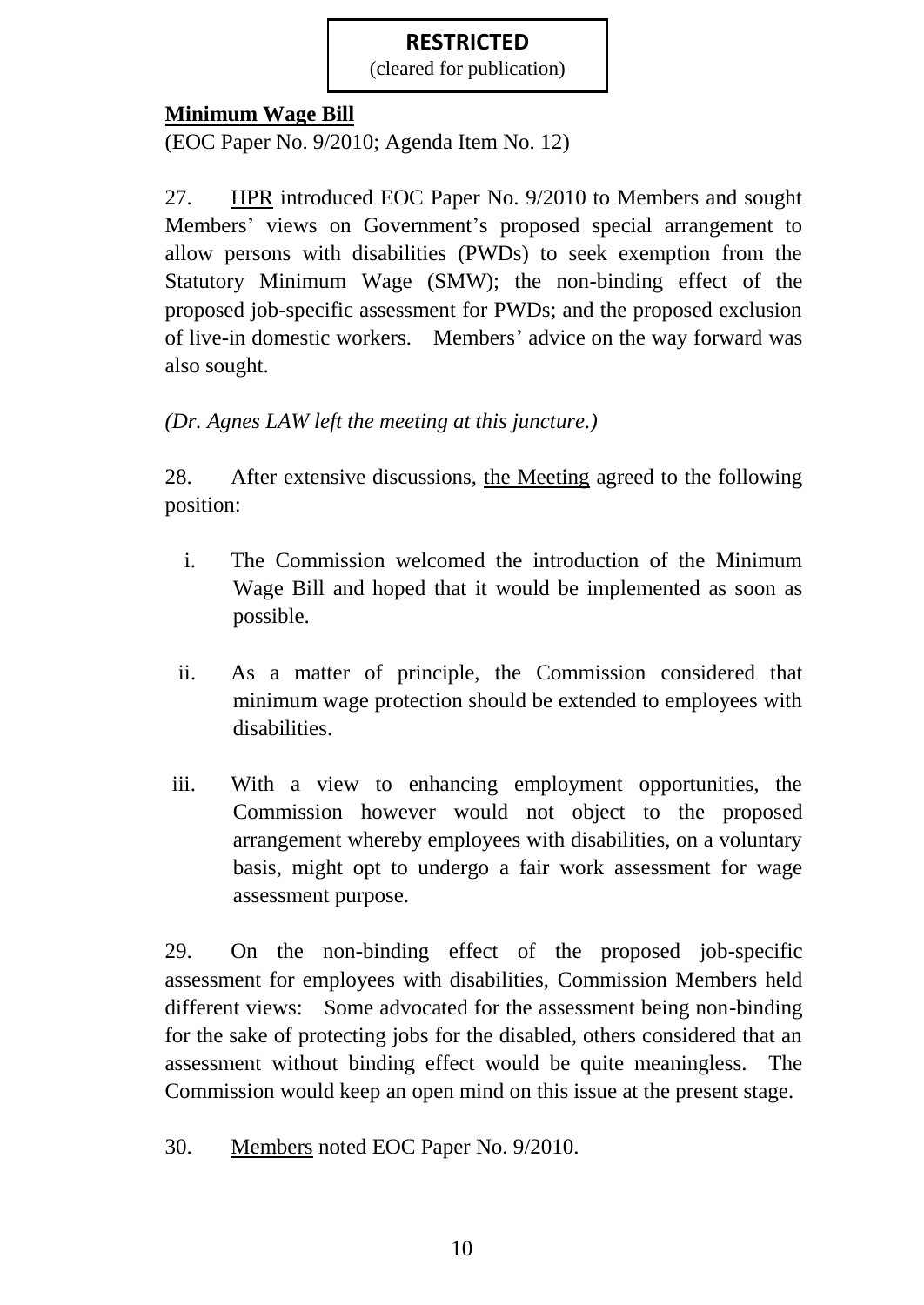**RESTRICTED**
(cleared for publication)

**Minimum Wage Bill**
(EOC Paper No. 9/2010; Agenda Item No. 12)

27. HPR introduced EOC Paper No. 9/2010 to Members and sought Members' views on Government's proposed special arrangement to allow persons with disabilities (PWDs) to seek exemption from the Statutory Minimum Wage (SMW); the non-binding effect of the proposed job-specific assessment for PWDs; and the proposed exclusion of live-in domestic workers. Members' advice on the way forward was also sought.

*(Dr. Agnes LAW left the meeting at this juncture.)*

28. After extensive discussions, the Meeting agreed to the following position:

i. The Commission welcomed the introduction of the Minimum Wage Bill and hoped that it would be implemented as soon as possible.

ii. As a matter of principle, the Commission considered that minimum wage protection should be extended to employees with disabilities.

iii. With a view to enhancing employment opportunities, the Commission however would not object to the proposed arrangement whereby employees with disabilities, on a voluntary basis, might opt to undergo a fair work assessment for wage assessment purpose.

29. On the non-binding effect of the proposed job-specific assessment for employees with disabilities, Commission Members held different views: Some advocated for the assessment being non-binding for the sake of protecting jobs for the disabled, others considered that an assessment without binding effect would be quite meaningless. The Commission would keep an open mind on this issue at the present stage.

30. Members noted EOC Paper No. 9/2010.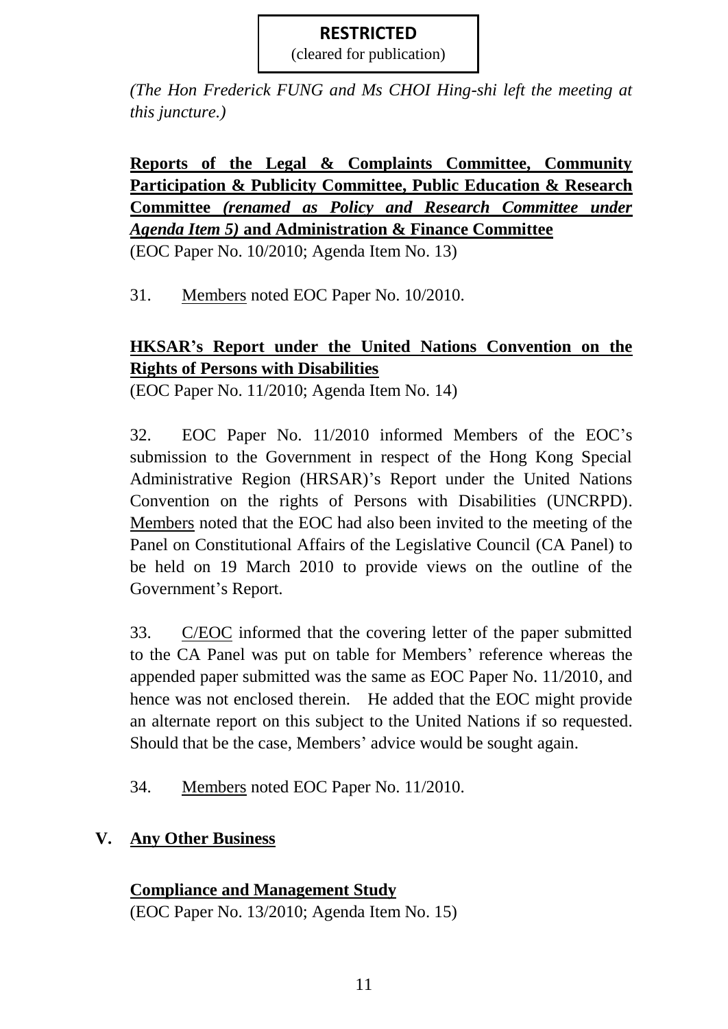**RESTRICTED**
(cleared for publication)

*(The Hon Frederick FUNG and Ms CHOI Hing-shi left the meeting at this juncture.)*

**Reports of the Legal & Complaints Committee, Community Participation & Publicity Committee, Public Education & Research Committee *(renamed as Policy and Research Committee under Agenda Item 5)* and Administration & Finance Committee**
(EOC Paper No. 10/2010; Agenda Item No. 13)

31. Members noted EOC Paper No. 10/2010.

**HKSAR's Report under the United Nations Convention on the Rights of Persons with Disabilities**
(EOC Paper No. 11/2010; Agenda Item No. 14)

32. EOC Paper No. 11/2010 informed Members of the EOC's submission to the Government in respect of the Hong Kong Special Administrative Region (HRSAR)'s Report under the United Nations Convention on the rights of Persons with Disabilities (UNCRPD). Members noted that the EOC had also been invited to the meeting of the Panel on Constitutional Affairs of the Legislative Council (CA Panel) to be held on 19 March 2010 to provide views on the outline of the Government's Report.

33. C/EOC informed that the covering letter of the paper submitted to the CA Panel was put on table for Members' reference whereas the appended paper submitted was the same as EOC Paper No. 11/2010, and hence was not enclosed therein. He added that the EOC might provide an alternate report on this subject to the United Nations if so requested. Should that be the case, Members' advice would be sought again.

34. Members noted EOC Paper No. 11/2010.

## V. Any Other Business

**Compliance and Management Study**
(EOC Paper No. 13/2010; Agenda Item No. 15)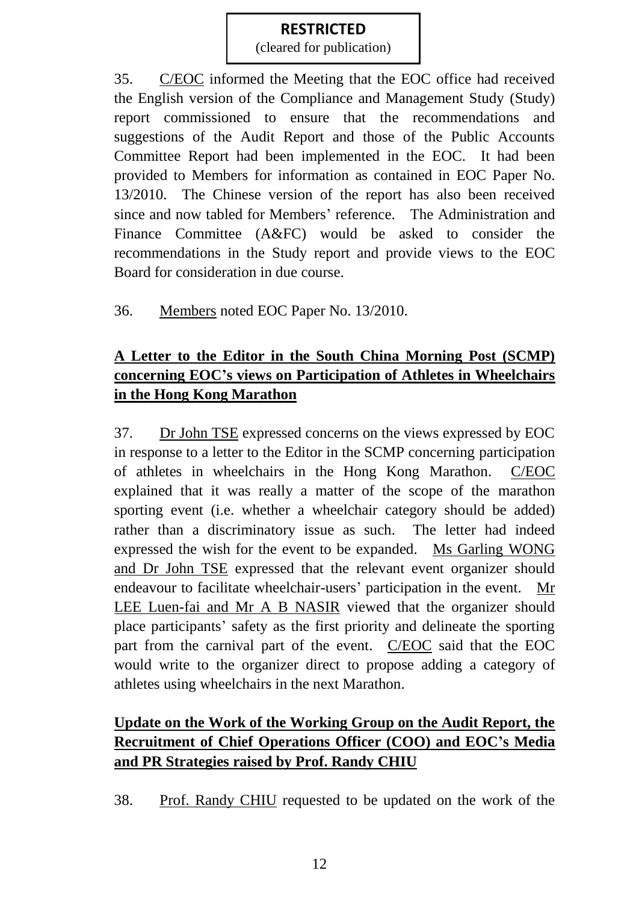**RESTRICTED**
(cleared for publication)

35. C/EOC informed the Meeting that the EOC office had received the English version of the Compliance and Management Study (Study) report commissioned to ensure that the recommendations and suggestions of the Audit Report and those of the Public Accounts Committee Report had been implemented in the EOC. It had been provided to Members for information as contained in EOC Paper No. 13/2010. The Chinese version of the report has also been received since and now tabled for Members' reference. The Administration and Finance Committee (A&FC) would be asked to consider the recommendations in the Study report and provide views to the EOC Board for consideration in due course.

36. Members noted EOC Paper No. 13/2010.

**A Letter to the Editor in the South China Morning Post (SCMP) concerning EOC's views on Participation of Athletes in Wheelchairs in the Hong Kong Marathon**

37. Dr John TSE expressed concerns on the views expressed by EOC in response to a letter to the Editor in the SCMP concerning participation of athletes in wheelchairs in the Hong Kong Marathon. C/EOC explained that it was really a matter of the scope of the marathon sporting event (i.e. whether a wheelchair category should be added) rather than a discriminatory issue as such. The letter had indeed expressed the wish for the event to be expanded. Ms Garling WONG and Dr John TSE expressed that the relevant event organizer should endeavour to facilitate wheelchair-users' participation in the event. Mr LEE Luen-fai and Mr A B NASIR viewed that the organizer should place participants' safety as the first priority and delineate the sporting part from the carnival part of the event. C/EOC said that the EOC would write to the organizer direct to propose adding a category of athletes using wheelchairs in the next Marathon.

**Update on the Work of the Working Group on the Audit Report, the Recruitment of Chief Operations Officer (COO) and EOC's Media and PR Strategies raised by Prof. Randy CHIU**

38. Prof. Randy CHIU requested to be updated on the work of the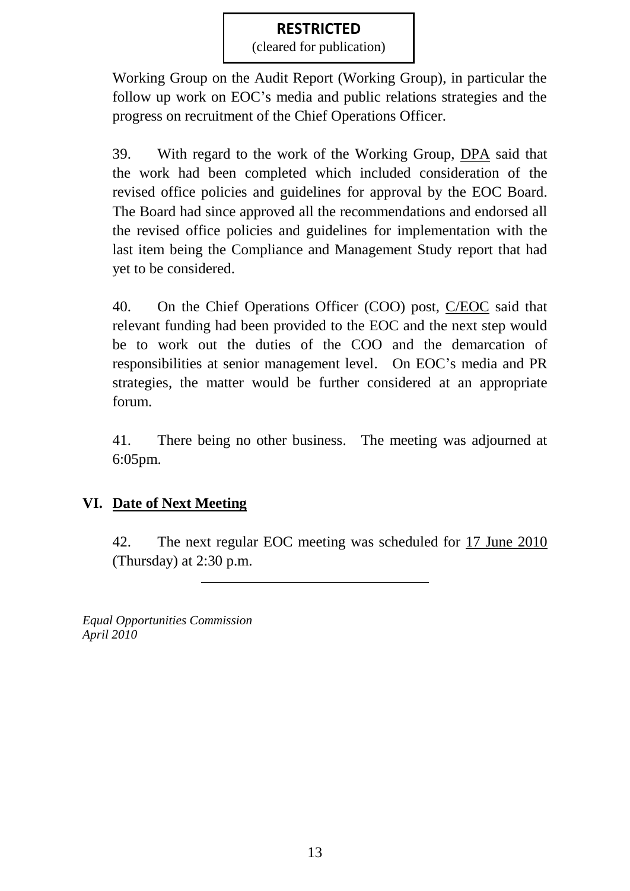Working Group on the Audit Report (Working Group), in particular the follow up work on EOC's media and public relations strategies and the progress on recruitment of the Chief Operations Officer.

39. With regard to the work of the Working Group, DPA said that the work had been completed which included consideration of the revised office policies and guidelines for approval by the EOC Board. The Board had since approved all the recommendations and endorsed all the revised office policies and guidelines for implementation with the last item being the Compliance and Management Study report that had yet to be considered.

40. On the Chief Operations Officer (COO) post, C/EOC said that relevant funding had been provided to the EOC and the next step would be to work out the duties of the COO and the demarcation of responsibilities at senior management level. On EOC's media and PR strategies, the matter would be further considered at an appropriate forum.

41. There being no other business. The meeting was adjourned at 6:05pm.

## VI. Date of Next Meeting

42. The next regular EOC meeting was scheduled for 17 June 2010 (Thursday) at 2:30 p.m.

---

*Equal Opportunities Commission*
*April 2010*